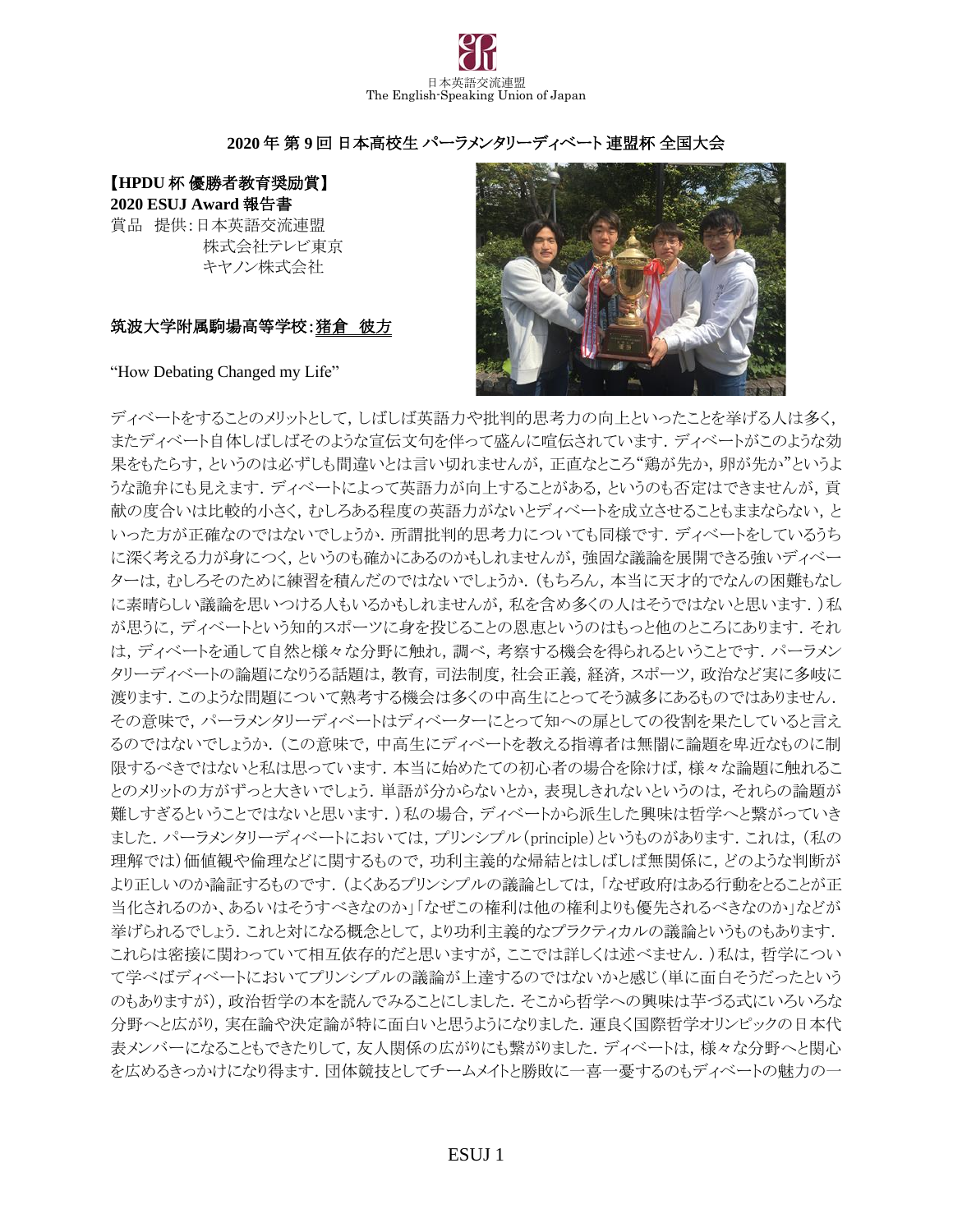日本英語交流連盟
The English-Speaking Union of Japan

## 2020 年 第 9 回 日本高校生 パーラメンタリーディベート 連盟杯 全国大会

**【HPDU 杯 優勝者教育奨励賞】**
**2020 ESUJ Award 報告書**
賞品 提供：日本英語交流連盟
株式会社テレビ東京
キヤノン株式会社

**筑波大学附属駒場高等学校：猪倉 彼方**

"How Debating Changed my Life"

ディベートをすることのメリットとして，しばしば英語力や批判的思考力の向上といったことを挙げる人は多く，またディベート自体しばしばそのような宣伝文句を伴って盛んに喧伝されています．ディベートがこのような効果をもたらす，というのは必ずしも間違いとは言い切れませんが，正直なところ"鶏が先か，卵が先か"というような詭弁にも見えます．ディベートによって英語力が向上することがある，というのも否定はできませんが，貢献の度合いは比較的小さく，むしろある程度の英語力がないとディベートを成立させることもままならない，といった方が正確なのではないでしょうか．所謂批判的思考力についても同様です．ディベートをしているうちに深く考える力が身につく，というのも確かにあるのかもしれませんが，強固な議論を展開できる強いディベーターは，むしろそのために練習を積んだのではないでしょうか．（もちろん，本当に天才的でなんの困難もなしに素晴らしい議論を思いつける人もいるかもしれませんが，私を含め多くの人はそうではないと思います．）私が思うに，ディベートという知的スポーツに身を投じることの恩恵というのはもっと他のところにあります．それは，ディベートを通して自然と様々な分野に触れ，調べ，考察する機会を得られるということです．パーラメンタリーディベートの論題になりうる話題は，教育，司法制度，社会正義，経済，スポーツ，政治など実に多岐に渡ります．このような問題について熟考する機会は多くの中高生にとってそう滅多にあるものではありません．その意味で，パーラメンタリーディベートはディベーターにとって知への扉としての役割を果たしていると言えるのではないでしょうか．（この意味で，中高生にディベートを教える指導者は無闇に論題を卑近なものに制限するべきではないと私は思っています．本当に始めたての初心者の場合を除けば，様々な論題に触れることのメリットの方がずっと大きいでしょう．単語が分からないとか，表現しきれないというのは，それらの論題が難しすぎるということではないと思います．）私の場合，ディベートから派生した興味は哲学へと繋がっていきました．パーラメンタリーディベートにおいては，プリンシプル（principle）というものがあります．これは，（私の理解では）価値観や倫理などに関するもので，功利主義的な帰結とはしばしば無関係に，どのような判断がより正しいのか論証するものです．（よくあるプリンシプルの議論としては，「なぜ政府はある行動をとることが正当化されるのか、あるいはそうすべきなのか」「なぜこの権利は他の権利よりも優先されるべきなのか」などが挙げられるでしょう．これと対になる概念として，より功利主義的なプラクティカルの議論というものもあります．これらは密接に関わっていて相互依存的だと思いますが，ここでは詳しくは述べません．）私は，哲学について学べばディベートにおいてプリンシプルの議論が上達するのではないかと感じ（単に面白そうだったというのもありますが），政治哲学の本を読んでみることにしました．そこから哲学への興味は芋づる式にいろいろな分野へと広がり，実在論や決定論が特に面白いと思うようになりました．運良く国際哲学オリンピックの日本代表メンバーになることもできたりして，友人関係の広がりにも繋がりました．ディベートは，様々な分野へと関心を広めるきっかけになり得ます．団体競技としてチームメイトと勝敗に一喜一憂するのもディベートの魅力の一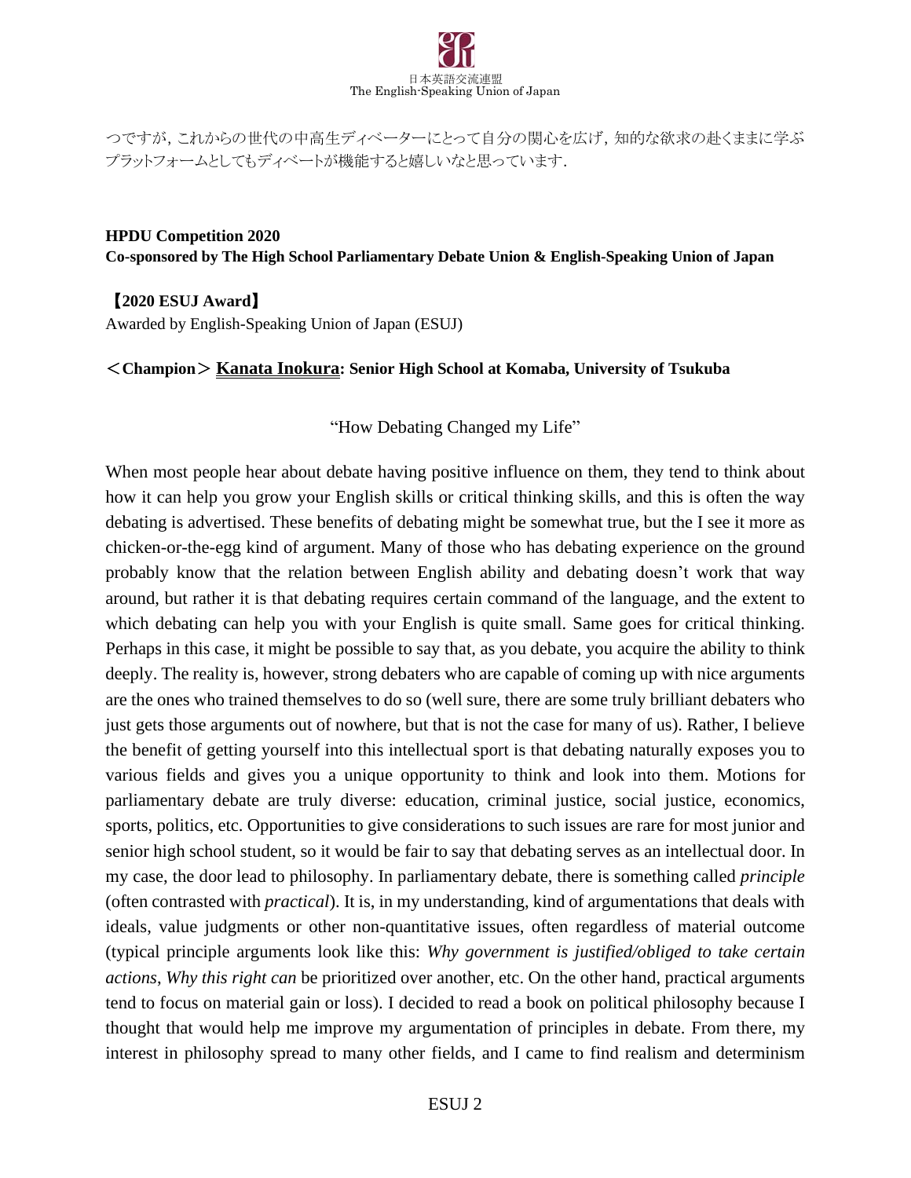つですが，これからの世代の中高生ディベーターにとって自分の関心を広げ，知的な欲求の赴くままに学ぶプラットフォームとしてもディベートが機能すると嬉しいなと思っています．

**HPDU Competition 2020**
**Co-sponsored by The High School Parliamentary Debate Union & English-Speaking Union of Japan**

**【2020 ESUJ Award】**
Awarded by English-Speaking Union of Japan (ESUJ)

**＜Champion＞ Kanata Inokura: Senior High School at Komaba, University of Tsukuba**

"How Debating Changed my Life"

When most people hear about debate having positive influence on them, they tend to think about how it can help you grow your English skills or critical thinking skills, and this is often the way debating is advertised. These benefits of debating might be somewhat true, but the I see it more as chicken-or-the-egg kind of argument. Many of those who has debating experience on the ground probably know that the relation between English ability and debating doesn't work that way around, but rather it is that debating requires certain command of the language, and the extent to which debating can help you with your English is quite small. Same goes for critical thinking. Perhaps in this case, it might be possible to say that, as you debate, you acquire the ability to think deeply. The reality is, however, strong debaters who are capable of coming up with nice arguments are the ones who trained themselves to do so (well sure, there are some truly brilliant debaters who just gets those arguments out of nowhere, but that is not the case for many of us). Rather, I believe the benefit of getting yourself into this intellectual sport is that debating naturally exposes you to various fields and gives you a unique opportunity to think and look into them. Motions for parliamentary debate are truly diverse: education, criminal justice, social justice, economics, sports, politics, etc. Opportunities to give considerations to such issues are rare for most junior and senior high school student, so it would be fair to say that debating serves as an intellectual door. In my case, the door lead to philosophy. In parliamentary debate, there is something called *principle* (often contrasted with *practical*). It is, in my understanding, kind of argumentations that deals with ideals, value judgments or other non-quantitative issues, often regardless of material outcome (typical principle arguments look like this: *Why government is justified/obliged to take certain actions*, *Why this right can* be prioritized over another, etc. On the other hand, practical arguments tend to focus on material gain or loss). I decided to read a book on political philosophy because I thought that would help me improve my argumentation of principles in debate. From there, my interest in philosophy spread to many other fields, and I came to find realism and determinism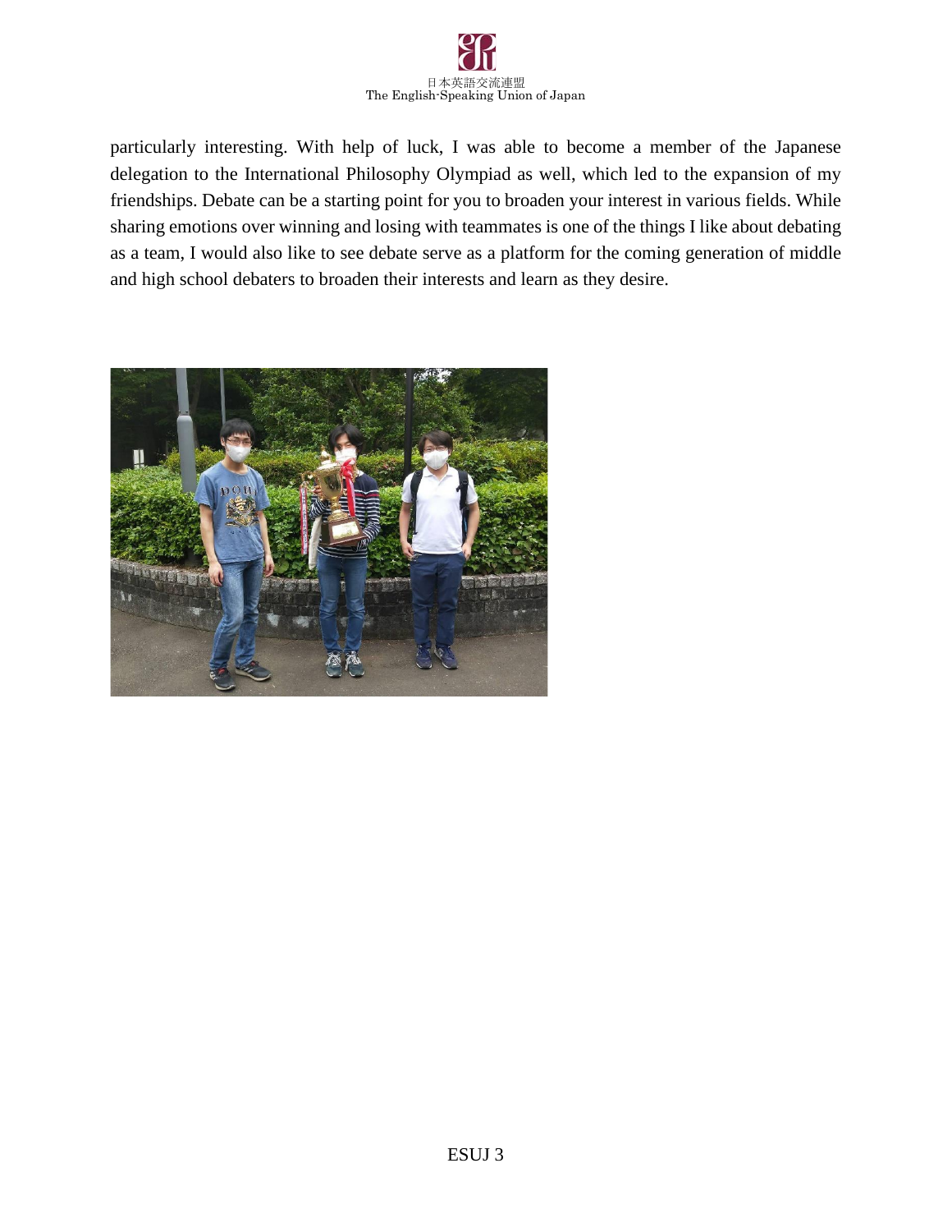particularly interesting. With help of luck, I was able to become a member of the Japanese delegation to the International Philosophy Olympiad as well, which led to the expansion of my friendships. Debate can be a starting point for you to broaden your interest in various fields. While sharing emotions over winning and losing with teammates is one of the things I like about debating as a team, I would also like to see debate serve as a platform for the coming generation of middle and high school debaters to broaden their interests and learn as they desire.